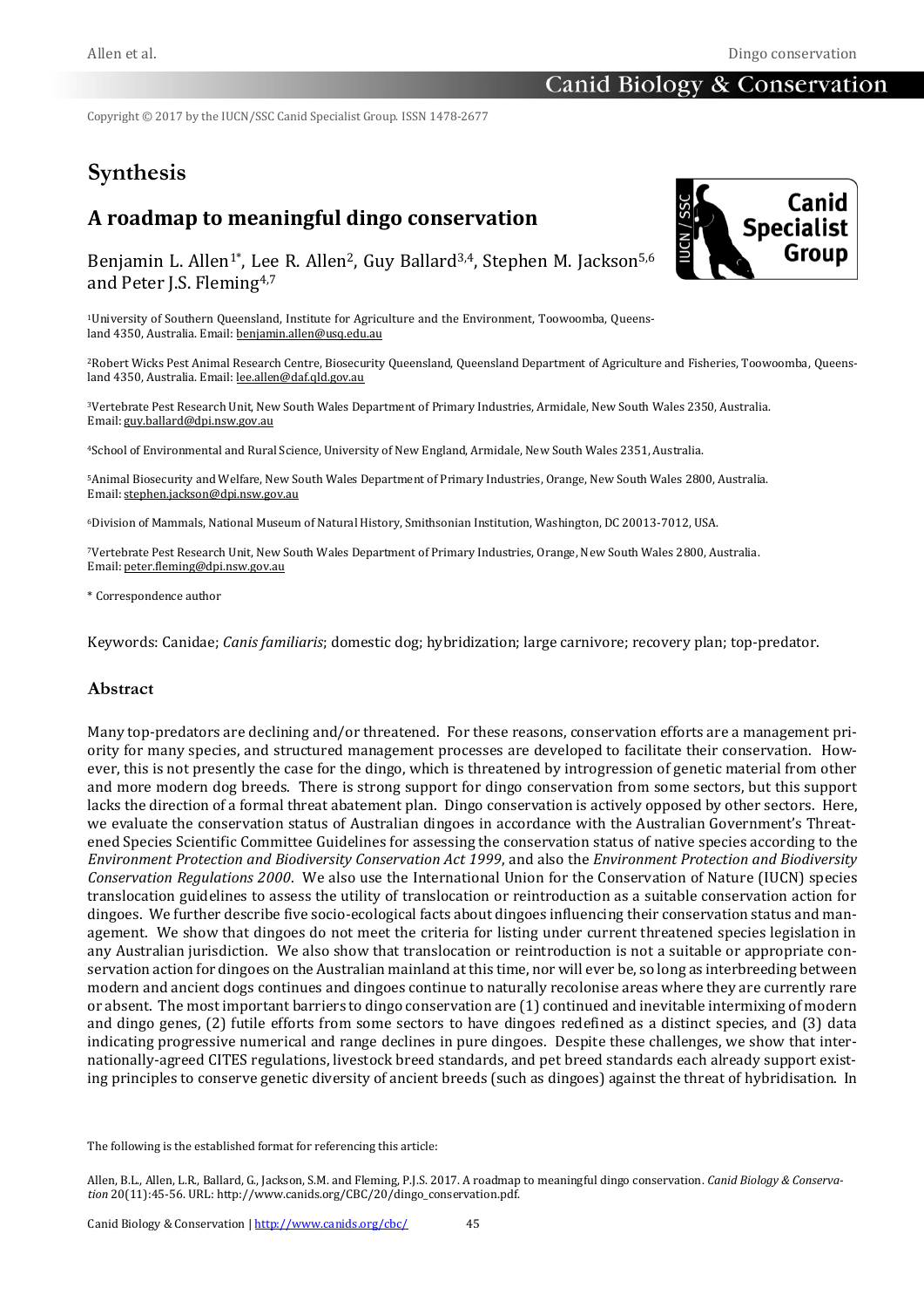Copyright © 2017 by the IUCN/SSC Canid Specialist Group. ISSN 1478-2677

# Synthesis

## A roadmap to meaningful dingo conservation

Benjamin L. Allen[1*], Lee R. Allen[2], Guy Ballard[3,4], Stephen M. Jackson[5,6] and Peter J.S. Fleming[4,7]

[1]University of Southern Queensland, Institute for Agriculture and the Environment, Toowoomba, Queensland 4350, Australia. Email: benjamin.allen@usq.edu.au

[2]Robert Wicks Pest Animal Research Centre, Biosecurity Queensland, Queensland Department of Agriculture and Fisheries, Toowoomba, Queensland 4350, Australia. Email: lee.allen@daf.qld.gov.au

[3]Vertebrate Pest Research Unit, New South Wales Department of Primary Industries, Armidale, New South Wales 2350, Australia. Email: guy.ballard@dpi.nsw.gov.au

[4]School of Environmental and Rural Science, University of New England, Armidale, New South Wales 2351, Australia.

[5]Animal Biosecurity and Welfare, New South Wales Department of Primary Industries, Orange, New South Wales 2800, Australia. Email: stephen.jackson@dpi.nsw.gov.au

[6]Division of Mammals, National Museum of Natural History, Smithsonian Institution, Washington, DC 20013-7012, USA.

[7]Vertebrate Pest Research Unit, New South Wales Department of Primary Industries, Orange, New South Wales 2800, Australia. Email: peter.fleming@dpi.nsw.gov.au

\* Correspondence author

Keywords: Canidae; *Canis familiaris*; domestic dog; hybridization; large carnivore; recovery plan; top-predator.

### Abstract

Many top-predators are declining and/or threatened. For these reasons, conservation efforts are a management priority for many species, and structured management processes are developed to facilitate their conservation. However, this is not presently the case for the dingo, which is threatened by introgression of genetic material from other and more modern dog breeds. There is strong support for dingo conservation from some sectors, but this support lacks the direction of a formal threat abatement plan. Dingo conservation is actively opposed by other sectors. Here, we evaluate the conservation status of Australian dingoes in accordance with the Australian Government's Threatened Species Scientific Committee Guidelines for assessing the conservation status of native species according to the *Environment Protection and Biodiversity Conservation Act 1999*, and also the *Environment Protection and Biodiversity Conservation Regulations 2000*. We also use the International Union for the Conservation of Nature (IUCN) species translocation guidelines to assess the utility of translocation or reintroduction as a suitable conservation action for dingoes. We further describe five socio-ecological facts about dingoes influencing their conservation status and management. We show that dingoes do not meet the criteria for listing under current threatened species legislation in any Australian jurisdiction. We also show that translocation or reintroduction is not a suitable or appropriate conservation action for dingoes on the Australian mainland at this time, nor will ever be, so long as interbreeding between modern and ancient dogs continues and dingoes continue to naturally recolonise areas where they are currently rare or absent. The most important barriers to dingo conservation are (1) continued and inevitable intermixing of modern and dingo genes, (2) futile efforts from some sectors to have dingoes redefined as a distinct species, and (3) data indicating progressive numerical and range declines in pure dingoes. Despite these challenges, we show that internationally-agreed CITES regulations, livestock breed standards, and pet breed standards each already support existing principles to conserve genetic diversity of ancient breeds (such as dingoes) against the threat of hybridisation. In

The following is the established format for referencing this article:

Allen, B.L., Allen, L.R., Ballard, G., Jackson, S.M. and Fleming, P.J.S. 2017. A roadmap to meaningful dingo conservation. *Canid Biology & Conservation* 20(11):45-56. URL: http://www.canids.org/CBC/20/dingo_conservation.pdf.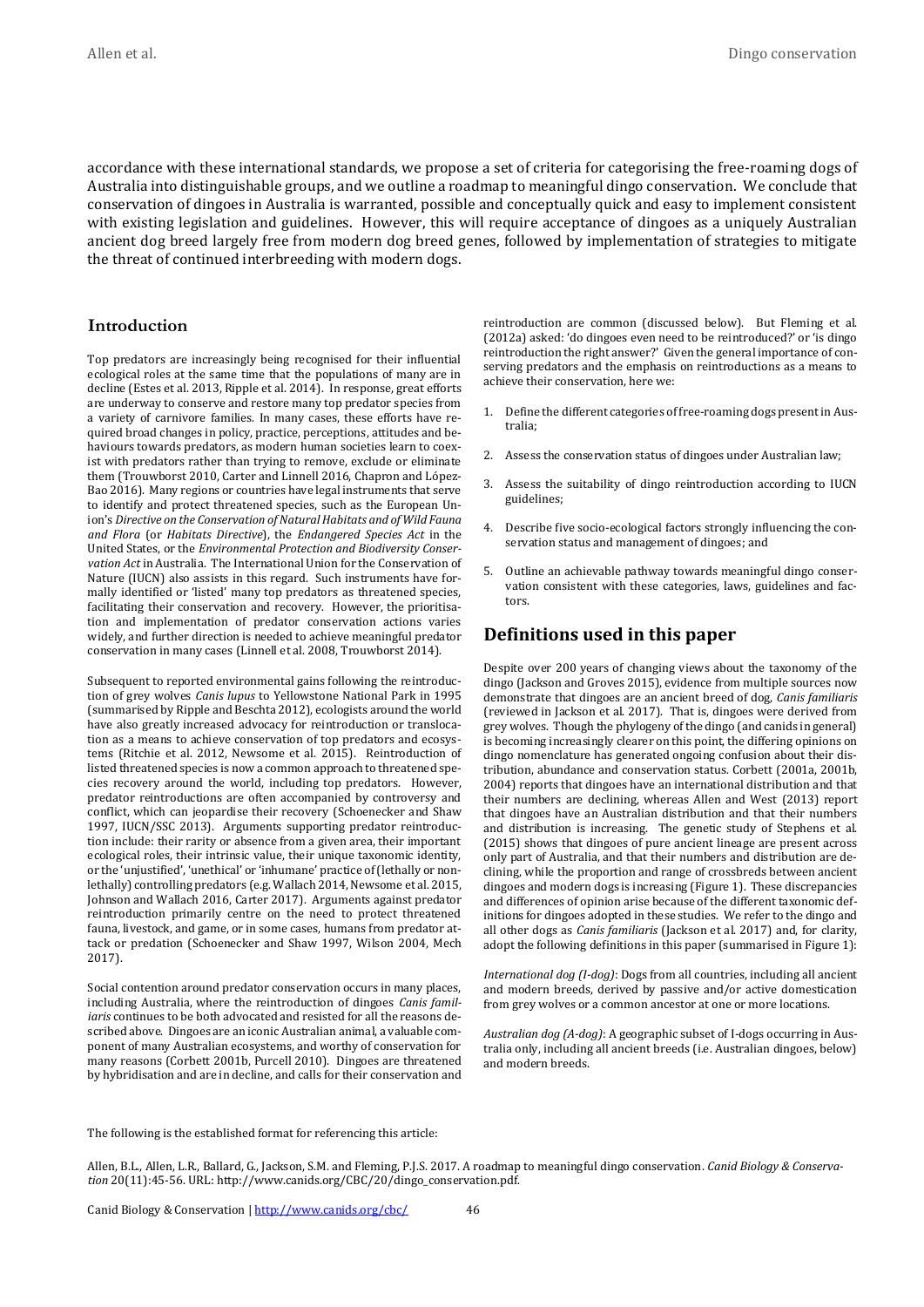accordance with these international standards, we propose a set of criteria for categorising the free-roaming dogs of Australia into distinguishable groups, and we outline a roadmap to meaningful dingo conservation. We conclude that conservation of dingoes in Australia is warranted, possible and conceptually quick and easy to implement consistent with existing legislation and guidelines. However, this will require acceptance of dingoes as a uniquely Australian ancient dog breed largely free from modern dog breed genes, followed by implementation of strategies to mitigate the threat of continued interbreeding with modern dogs.

## Introduction

Top predators are increasingly being recognised for their influential ecological roles at the same time that the populations of many are in decline (Estes et al. 2013, Ripple et al. 2014). In response, great efforts are underway to conserve and restore many top predator species from a variety of carnivore families. In many cases, these efforts have required broad changes in policy, practice, perceptions, attitudes and behaviours towards predators, as modern human societies learn to coexist with predators rather than trying to remove, exclude or eliminate them (Trouwborst 2010, Carter and Linnell 2016, Chapron and López-Bao 2016). Many regions or countries have legal instruments that serve to identify and protect threatened species, such as the European Union's *Directive on the Conservation of Natural Habitats and of Wild Fauna and Flora* (or *Habitats Directive*), the *Endangered Species Act* in the United States, or the *Environmental Protection and Biodiversity Conservation Act* in Australia. The International Union for the Conservation of Nature (IUCN) also assists in this regard. Such instruments have formally identified or 'listed' many top predators as threatened species, facilitating their conservation and recovery. However, the prioritisation and implementation of predator conservation actions varies widely, and further direction is needed to achieve meaningful predator conservation in many cases (Linnell et al. 2008, Trouwborst 2014).

Subsequent to reported environmental gains following the reintroduction of grey wolves *Canis lupus* to Yellowstone National Park in 1995 (summarised by Ripple and Beschta 2012), ecologists around the world have also greatly increased advocacy for reintroduction or translocation as a means to achieve conservation of top predators and ecosystems (Ritchie et al. 2012, Newsome et al. 2015). Reintroduction of listed threatened species is now a common approach to threatened species recovery around the world, including top predators. However, predator reintroductions are often accompanied by controversy and conflict, which can jeopardise their recovery (Schoenecker and Shaw 1997, IUCN/SSC 2013). Arguments supporting predator reintroduction include: their rarity or absence from a given area, their important ecological roles, their intrinsic value, their unique taxonomic identity, or the 'unjustified', 'unethical' or 'inhumane' practice of (lethally or non-lethally) controlling predators (e.g. Wallach 2014, Newsome et al. 2015, Johnson and Wallach 2016, Carter 2017). Arguments against predator reintroduction primarily centre on the need to protect threatened fauna, livestock, and game, or in some cases, humans from predator attack or predation (Schoenecker and Shaw 1997, Wilson 2004, Mech 2017).

Social contention around predator conservation occurs in many places, including Australia, where the reintroduction of dingoes *Canis familiaris* continues to be both advocated and resisted for all the reasons described above. Dingoes are an iconic Australian animal, a valuable component of many Australian ecosystems, and worthy of conservation for many reasons (Corbett 2001b, Purcell 2010). Dingoes are threatened by hybridisation and are in decline, and calls for their conservation and reintroduction are common (discussed below). But Fleming et al. (2012a) asked: 'do dingoes even need to be reintroduced?' or 'is dingo reintroduction the right answer?' Given the general importance of conserving predators and the emphasis on reintroductions as a means to achieve their conservation, here we:

1. Define the different categories of free-roaming dogs present in Australia;
2. Assess the conservation status of dingoes under Australian law;
3. Assess the suitability of dingo reintroduction according to IUCN guidelines;
4. Describe five socio-ecological factors strongly influencing the conservation status and management of dingoes; and
5. Outline an achievable pathway towards meaningful dingo conservation consistent with these categories, laws, guidelines and factors.

## Definitions used in this paper

Despite over 200 years of changing views about the taxonomy of the dingo (Jackson and Groves 2015), evidence from multiple sources now demonstrate that dingoes are an ancient breed of dog, *Canis familiaris* (reviewed in Jackson et al. 2017). That is, dingoes were derived from grey wolves. Though the phylogeny of the dingo (and canids in general) is becoming increasingly clearer on this point, the differing opinions on dingo nomenclature has generated ongoing confusion about their distribution, abundance and conservation status. Corbett (2001a, 2001b, 2004) reports that dingoes have an international distribution and that their numbers are declining, whereas Allen and West (2013) report that dingoes have an Australian distribution and that their numbers and distribution is increasing. The genetic study of Stephens et al. (2015) shows that dingoes of pure ancient lineage are present across only part of Australia, and that their numbers and distribution are declining, while the proportion and range of crossbreds between ancient dingoes and modern dogs is increasing (Figure 1). These discrepancies and differences of opinion arise because of the different taxonomic definitions for dingoes adopted in these studies. We refer to the dingo and all other dogs as *Canis familiaris* (Jackson et al. 2017) and, for clarity, adopt the following definitions in this paper (summarised in Figure 1):

*International dog (I-dog)*: Dogs from all countries, including all ancient and modern breeds, derived by passive and/or active domestication from grey wolves or a common ancestor at one or more locations.

*Australian dog (A-dog)*: A geographic subset of I-dogs occurring in Australia only, including all ancient breeds (i.e. Australian dingoes, below) and modern breeds.

The following is the established format for referencing this article:

Allen, B.L., Allen, L.R., Ballard, G., Jackson, S.M. and Fleming, P.J.S. 2017. A roadmap to meaningful dingo conservation. *Canid Biology & Conservation* 20(11):45-56. URL: http://www.canids.org/CBC/20/dingo_conservation.pdf.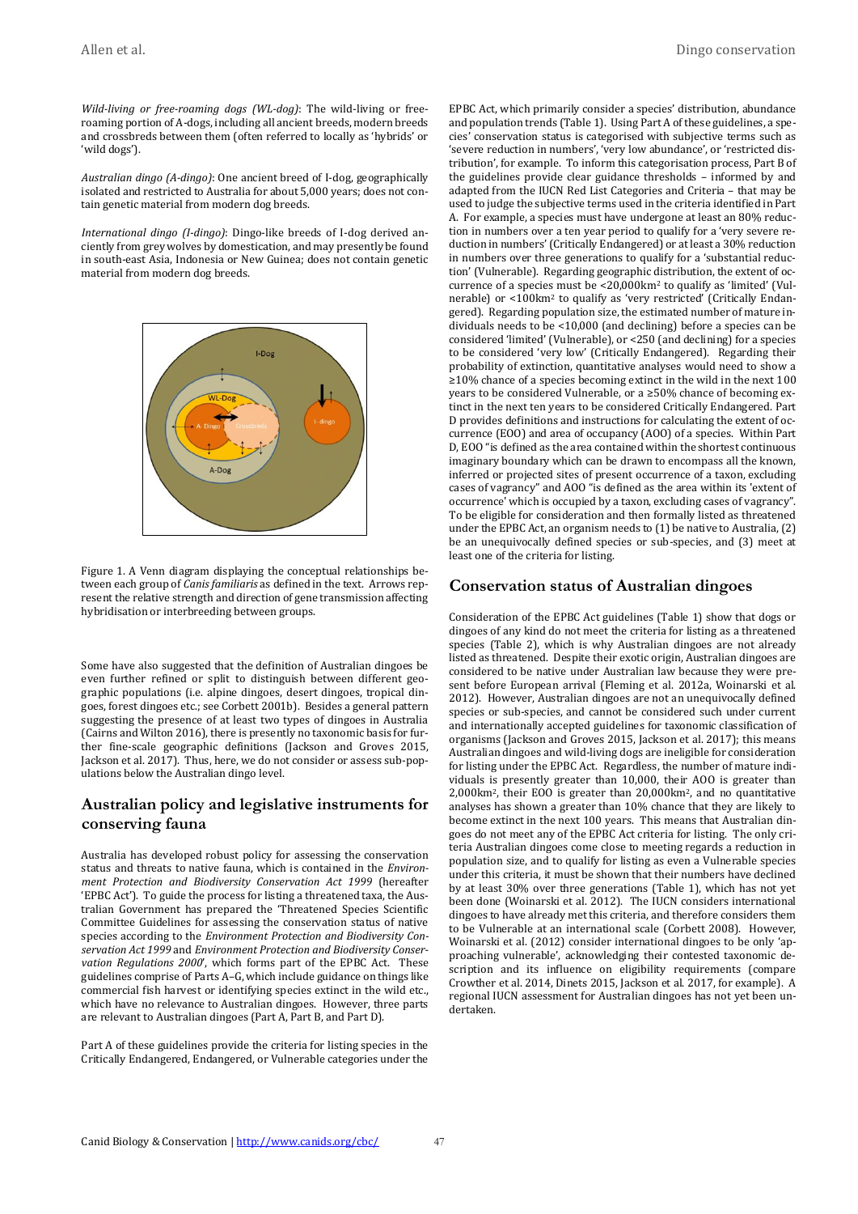*Wild-living or free-roaming dogs (WL-dog)*: The wild-living or free-roaming portion of A-dogs, including all ancient breeds, modern breeds and crossbreds between them (often referred to locally as 'hybrids' or 'wild dogs').

*Australian dingo (A-dingo)*: One ancient breed of I-dog, geographically isolated and restricted to Australia for about 5,000 years; does not contain genetic material from modern dog breeds.

*International dingo (I-dingo)*: Dingo-like breeds of I-dog derived anciently from grey wolves by domestication, and may presently be found in south-east Asia, Indonesia or New Guinea; does not contain genetic material from modern dog breeds.

Figure 1. A Venn diagram displaying the conceptual relationships between each group of *Canis familiaris* as defined in the text. Arrows represent the relative strength and direction of gene transmission affecting hybridisation or interbreeding between groups.

Some have also suggested that the definition of Australian dingoes be even further refined or split to distinguish between different geographic populations (i.e. alpine dingoes, desert dingoes, tropical dingoes, forest dingoes etc.; see Corbett 2001b). Besides a general pattern suggesting the presence of at least two types of dingoes in Australia (Cairns and Wilton 2016), there is presently no taxonomic basis for further fine-scale geographic definitions (Jackson and Groves 2015, Jackson et al. 2017). Thus, here, we do not consider or assess sub-populations below the Australian dingo level.

## Australian policy and legislative instruments for conserving fauna

Australia has developed robust policy for assessing the conservation status and threats to native fauna, which is contained in the *Environment Protection and Biodiversity Conservation Act 1999* (hereafter 'EPBC Act'). To guide the process for listing a threatened taxa, the Australian Government has prepared the 'Threatened Species Scientific Committee Guidelines for assessing the conservation status of native species according to the *Environment Protection and Biodiversity Conservation Act 1999* and *Environment Protection and Biodiversity Conservation Regulations 2000*', which forms part of the EPBC Act. These guidelines comprise of Parts A–G, which include guidance on things like commercial fish harvest or identifying species extinct in the wild etc., which have no relevance to Australian dingoes. However, three parts are relevant to Australian dingoes (Part A, Part B, and Part D).

Part A of these guidelines provide the criteria for listing species in the Critically Endangered, Endangered, or Vulnerable categories under the EPBC Act, which primarily consider a species' distribution, abundance and population trends (Table 1). Using Part A of these guidelines, a species' conservation status is categorised with subjective terms such as 'severe reduction in numbers', 'very low abundance', or 'restricted distribution', for example. To inform this categorisation process, Part B of the guidelines provide clear guidance thresholds – informed by and adapted from the IUCN Red List Categories and Criteria – that may be used to judge the subjective terms used in the criteria identified in Part A. For example, a species must have undergone at least an 80% reduction in numbers over a ten year period to qualify for a 'very severe reduction in numbers' (Critically Endangered) or at least a 30% reduction in numbers over three generations to qualify for a 'substantial reduction' (Vulnerable). Regarding geographic distribution, the extent of occurrence of a species must be <20,000km$^2$ to qualify as 'limited' (Vulnerable) or <100km$^2$ to qualify as 'very restricted' (Critically Endangered). Regarding population size, the estimated number of mature individuals needs to be <10,000 (and declining) before a species can be considered 'limited' (Vulnerable), or <250 (and declining) for a species to be considered 'very low' (Critically Endangered). Regarding their probability of extinction, quantitative analyses would need to show a ≥10% chance of a species becoming extinct in the wild in the next 100 years to be considered Vulnerable, or a ≥50% chance of becoming extinct in the next ten years to be considered Critically Endangered. Part D provides definitions and instructions for calculating the extent of occurrence (EOO) and area of occupancy (AOO) of a species. Within Part D, EOO "is defined as the area contained within the shortest continuous imaginary boundary which can be drawn to encompass all the known, inferred or projected sites of present occurrence of a taxon, excluding cases of vagrancy" and AOO "is defined as the area within its 'extent of occurrence' which is occupied by a taxon, excluding cases of vagrancy". To be eligible for consideration and then formally listed as threatened under the EPBC Act, an organism needs to (1) be native to Australia, (2) be an unequivocally defined species or sub-species, and (3) meet at least one of the criteria for listing.

## Conservation status of Australian dingoes

Consideration of the EPBC Act guidelines (Table 1) show that dogs or dingoes of any kind do not meet the criteria for listing as a threatened species (Table 2), which is why Australian dingoes are not already listed as threatened. Despite their exotic origin, Australian dingoes are considered to be native under Australian law because they were present before European arrival (Fleming et al. 2012a, Woinarski et al. 2012). However, Australian dingoes are not an unequivocally defined species or sub-species, and cannot be considered such under current and internationally accepted guidelines for taxonomic classification of organisms (Jackson and Groves 2015, Jackson et al. 2017); this means Australian dingoes and wild-living dogs are ineligible for consideration for listing under the EPBC Act. Regardless, the number of mature individuals is presently greater than 10,000, their AOO is greater than 2,000km$^2$, their EOO is greater than 20,000km$^2$, and no quantitative analyses has shown a greater than 10% chance that they are likely to become extinct in the next 100 years. This means that Australian dingoes do not meet any of the EPBC Act criteria for listing. The only criteria Australian dingoes come close to meeting regards a reduction in population size, and to qualify for listing as even a Vulnerable species under this criteria, it must be shown that their numbers have declined by at least 30% over three generations (Table 1), which has not yet been done (Woinarski et al. 2012). The IUCN considers international dingoes to have already met this criteria, and therefore considers them to be Vulnerable at an international scale (Corbett 2008). However, Woinarski et al. (2012) consider international dingoes to be only 'approaching vulnerable', acknowledging their contested taxonomic description and its influence on eligibility requirements (compare Crowther et al. 2014, Dinets 2015, Jackson et al. 2017, for example). A regional IUCN assessment for Australian dingoes has not yet been undertaken.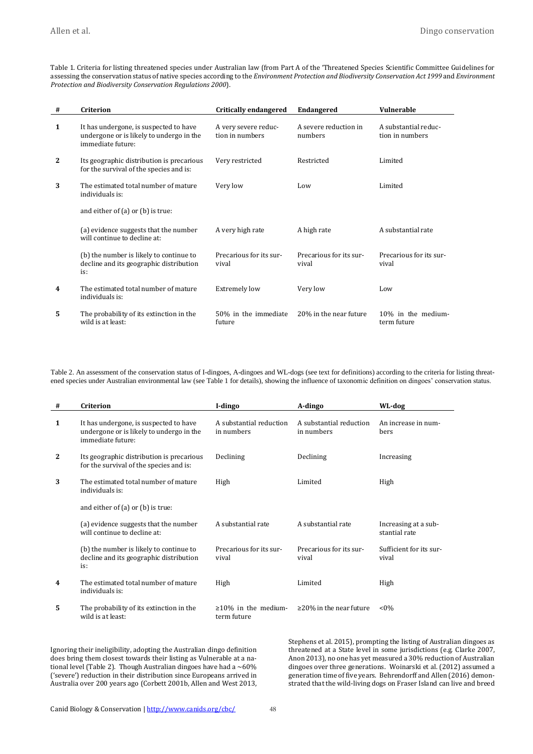Table 1. Criteria for listing threatened species under Australian law (from Part A of the 'Threatened Species Scientific Committee Guidelines for assessing the conservation status of native species according to the *Environment Protection and Biodiversity Conservation Act 1999* and *Environment Protection and Biodiversity Conservation Regulations 2000*).

| # | Criterion | Critically endangered | Endangered | Vulnerable |
|---|---|---|---|---|
| 1 | It has undergone, is suspected to have undergone or is likely to undergo in the immediate future: | A very severe reduction in numbers | A severe reduction in numbers | A substantial reduction in numbers |
| 2 | Its geographic distribution is precarious for the survival of the species and is: | Very restricted | Restricted | Limited |
| 3 | The estimated total number of mature individuals is: | Very low | Low | Limited |
| | and either of (a) or (b) is true: | | | |
| | (a) evidence suggests that the number will continue to decline at: | A very high rate | A high rate | A substantial rate |
| | (b) the number is likely to continue to decline and its geographic distribution is: | Precarious for its survival | Precarious for its survival | Precarious for its survival |
| 4 | The estimated total number of mature individuals is: | Extremely low | Very low | Low |
| 5 | The probability of its extinction in the wild is at least: | 50% in the immediate future | 20% in the near future | 10% in the medium-term future |

Table 2. An assessment of the conservation status of I-dingoes, A-dingoes and WL-dogs (see text for definitions) according to the criteria for listing threatened species under Australian environmental law (see Table 1 for details), showing the influence of taxonomic definition on dingoes' conservation status.

| # | Criterion | I-dingo | A-dingo | WL-dog |
|---|---|---|---|---|
| 1 | It has undergone, is suspected to have undergone or is likely to undergo in the immediate future: | A substantial reduction in numbers | A substantial reduction in numbers | An increase in numbers |
| 2 | Its geographic distribution is precarious for the survival of the species and is: | Declining | Declining | Increasing |
| 3 | The estimated total number of mature individuals is: | High | Limited | High |
| | and either of (a) or (b) is true: | | | |
| | (a) evidence suggests that the number will continue to decline at: | A substantial rate | A substantial rate | Increasing at a substantial rate |
| | (b) the number is likely to continue to decline and its geographic distribution is: | Precarious for its survival | Precarious for its survival | Sufficient for its survival |
| 4 | The estimated total number of mature individuals is: | High | Limited | High |
| 5 | The probability of its extinction in the wild is at least: | ≥10% in the medium-term future | ≥20% in the near future | <0% |

Ignoring their ineligibility, adopting the Australian dingo definition does bring them closest towards their listing as Vulnerable at a national level (Table 2). Though Australian dingoes have had a ~60% ('severe') reduction in their distribution since Europeans arrived in Australia over 200 years ago (Corbett 2001b, Allen and West 2013, Stephens et al. 2015), prompting the listing of Australian dingoes as threatened at a State level in some jurisdictions (e.g. Clarke 2007, Anon 2013), no one has yet measured a 30% reduction of Australian dingoes over three generations. Woinarski et al. (2012) assumed a generation time of five years. Behrendorff and Allen (2016) demonstrated that the wild-living dogs on Fraser Island can live and breed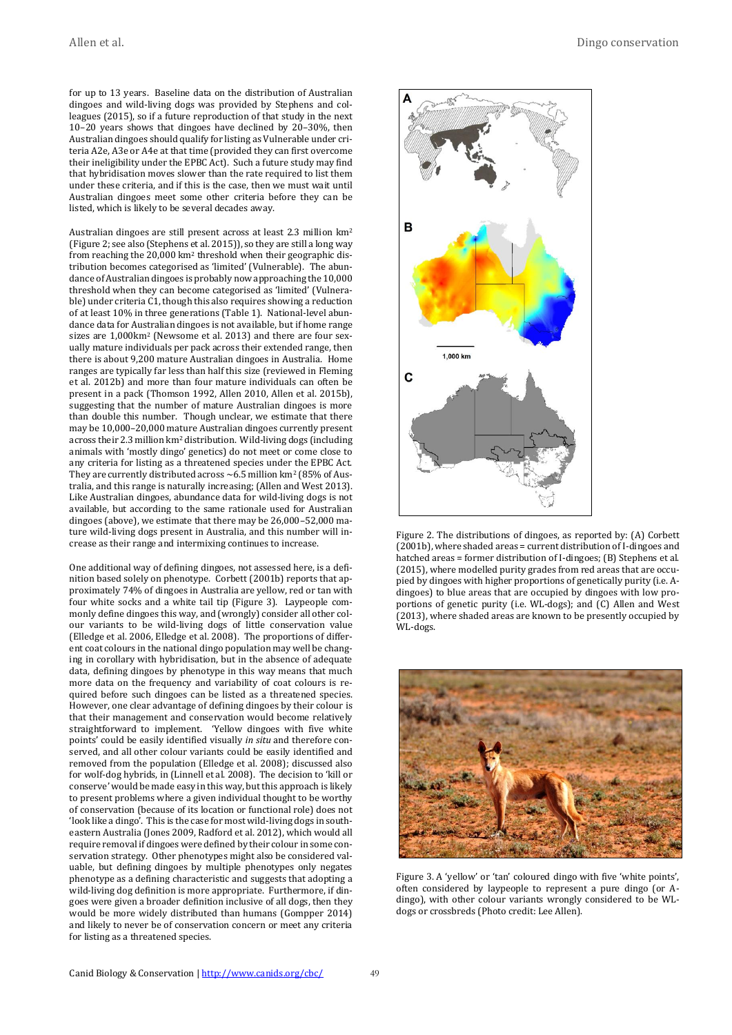for up to 13 years. Baseline data on the distribution of Australian dingoes and wild-living dogs was provided by Stephens and colleagues (2015), so if a future reproduction of that study in the next 10–20 years shows that dingoes have declined by 20–30%, then Australian dingoes should qualify for listing as Vulnerable under criteria A2e, A3e or A4e at that time (provided they can first overcome their ineligibility under the EPBC Act). Such a future study may find that hybridisation moves slower than the rate required to list them under these criteria, and if this is the case, then we must wait until Australian dingoes meet some other criteria before they can be listed, which is likely to be several decades away.

Australian dingoes are still present across at least 2.3 million km$^2$ (Figure 2; see also (Stephens et al. 2015)), so they are still a long way from reaching the 20,000 km$^2$ threshold when their geographic distribution becomes categorised as 'limited' (Vulnerable). The abundance of Australian dingoes is probably now approaching the 10,000 threshold when they can become categorised as 'limited' (Vulnerable) under criteria C1, though this also requires showing a reduction of at least 10% in three generations (Table 1). National-level abundance data for Australian dingoes is not available, but if home range sizes are 1,000km$^2$ (Newsome et al. 2013) and there are four sexually mature individuals per pack across their extended range, then there is about 9,200 mature Australian dingoes in Australia. Home ranges are typically far less than half this size (reviewed in Fleming et al. 2012b) and more than four mature individuals can often be present in a pack (Thomson 1992, Allen 2010, Allen et al. 2015b), suggesting that the number of mature Australian dingoes is more than double this number. Though unclear, we estimate that there may be 10,000–20,000 mature Australian dingoes currently present across their 2.3 million km$^2$ distribution. Wild-living dogs (including animals with 'mostly dingo' genetics) do not meet or come close to any criteria for listing as a threatened species under the EPBC Act. They are currently distributed across ~6.5 million km$^2$ (85% of Australia, and this range is naturally increasing; (Allen and West 2013). Like Australian dingoes, abundance data for wild-living dogs is not available, but according to the same rationale used for Australian dingoes (above), we estimate that there may be 26,000–52,000 mature wild-living dogs present in Australia, and this number will increase as their range and intermixing continues to increase.

One additional way of defining dingoes, not assessed here, is a definition based solely on phenotype. Corbett (2001b) reports that approximately 74% of dingoes in Australia are yellow, red or tan with four white socks and a white tail tip (Figure 3). Laypeople commonly define dingoes this way, and (wrongly) consider all other colour variants to be wild-living dogs of little conservation value (Elledge et al. 2006, Elledge et al. 2008). The proportions of different coat colours in the national dingo population may well be changing in corollary with hybridisation, but in the absence of adequate data, defining dingoes by phenotype in this way means that much more data on the frequency and variability of coat colours is required before such dingoes can be listed as a threatened species. However, one clear advantage of defining dingoes by their colour is that their management and conservation would become relatively straightforward to implement. 'Yellow dingoes with five white points' could be easily identified visually *in situ* and therefore conserved, and all other colour variants could be easily identified and removed from the population (Elledge et al. 2008); discussed also for wolf-dog hybrids, in (Linnell et al. 2008). The decision to 'kill or conserve' would be made easy in this way, but this approach is likely to present problems where a given individual thought to be worthy of conservation (because of its location or functional role) does not 'look like a dingo'. This is the case for most wild-living dogs in south-eastern Australia (Jones 2009, Radford et al. 2012), which would all require removal if dingoes were defined by their colour in some conservation strategy. Other phenotypes might also be considered valuable, but defining dingoes by multiple phenotypes only negates phenotype as a defining characteristic and suggests that adopting a wild-living dog definition is more appropriate. Furthermore, if dingoes were given a broader definition inclusive of all dogs, then they would be more widely distributed than humans (Gompper 2014) and likely to never be of conservation concern or meet any criteria for listing as a threatened species.

Figure 2. The distributions of dingoes, as reported by: (A) Corbett (2001b), where shaded areas = current distribution of I-dingoes and hatched areas = former distribution of I-dingoes; (B) Stephens et al. (2015), where modelled purity grades from red areas that are occupied by dingoes with higher proportions of genetically purity (i.e. A-dingoes) to blue areas that are occupied by dingoes with low proportions of genetic purity (i.e. WL-dogs); and (C) Allen and West (2013), where shaded areas are known to be presently occupied by WL-dogs.

Figure 3. A 'yellow' or 'tan' coloured dingo with five 'white points', often considered by laypeople to represent a pure dingo (or A-dingo), with other colour variants wrongly considered to be WL-dogs or crossbreds (Photo credit: Lee Allen).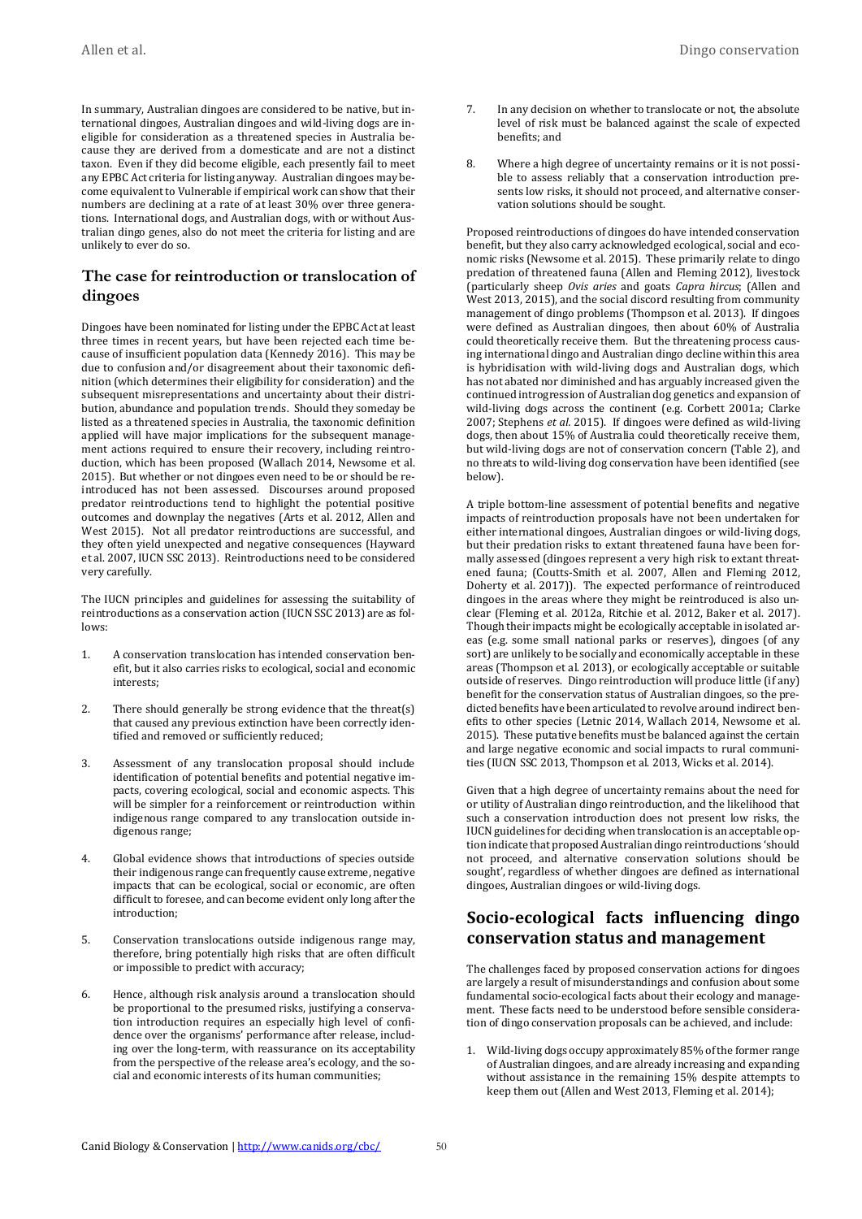In summary, Australian dingoes are considered to be native, but international dingoes, Australian dingoes and wild-living dogs are ineligible for consideration as a threatened species in Australia because they are derived from a domesticate and are not a distinct taxon. Even if they did become eligible, each presently fail to meet any EPBC Act criteria for listing anyway. Australian dingoes may become equivalent to Vulnerable if empirical work can show that their numbers are declining at a rate of at least 30% over three generations. International dogs, and Australian dogs, with or without Australian dingo genes, also do not meet the criteria for listing and are unlikely to ever do so.

## The case for reintroduction or translocation of dingoes

Dingoes have been nominated for listing under the EPBC Act at least three times in recent years, but have been rejected each time because of insufficient population data (Kennedy 2016). This may be due to confusion and/or disagreement about their taxonomic definition (which determines their eligibility for consideration) and the subsequent misrepresentations and uncertainty about their distribution, abundance and population trends. Should they someday be listed as a threatened species in Australia, the taxonomic definition applied will have major implications for the subsequent management actions required to ensure their recovery, including reintroduction, which has been proposed (Wallach 2014, Newsome et al. 2015). But whether or not dingoes even need to be or should be reintroduced has not been assessed. Discourses around proposed predator reintroductions tend to highlight the potential positive outcomes and downplay the negatives (Arts et al. 2012, Allen and West 2015). Not all predator reintroductions are successful, and they often yield unexpected and negative consequences (Hayward et al. 2007, IUCN SSC 2013). Reintroductions need to be considered very carefully.

The IUCN principles and guidelines for assessing the suitability of reintroductions as a conservation action (IUCN SSC 2013) are as follows:

1. A conservation translocation has intended conservation benefit, but it also carries risks to ecological, social and economic interests;
2. There should generally be strong evidence that the threat(s) that caused any previous extinction have been correctly identified and removed or sufficiently reduced;
3. Assessment of any translocation proposal should include identification of potential benefits and potential negative impacts, covering ecological, social and economic aspects. This will be simpler for a reinforcement or reintroduction within indigenous range compared to any translocation outside indigenous range;
4. Global evidence shows that introductions of species outside their indigenous range can frequently cause extreme, negative impacts that can be ecological, social or economic, are often difficult to foresee, and can become evident only long after the introduction;
5. Conservation translocations outside indigenous range may, therefore, bring potentially high risks that are often difficult or impossible to predict with accuracy;
6. Hence, although risk analysis around a translocation should be proportional to the presumed risks, justifying a conservation introduction requires an especially high level of confidence over the organisms' performance after release, including over the long-term, with reassurance on its acceptability from the perspective of the release area's ecology, and the social and economic interests of its human communities;
7. In any decision on whether to translocate or not, the absolute level of risk must be balanced against the scale of expected benefits; and
8. Where a high degree of uncertainty remains or it is not possible to assess reliably that a conservation introduction presents low risks, it should not proceed, and alternative conservation solutions should be sought.

Proposed reintroductions of dingoes do have intended conservation benefit, but they also carry acknowledged ecological, social and economic risks (Newsome et al. 2015). These primarily relate to dingo predation of threatened fauna (Allen and Fleming 2012), livestock (particularly sheep *Ovis aries* and goats *Capra hircus*; (Allen and West 2013, 2015), and the social discord resulting from community management of dingo problems (Thompson et al. 2013). If dingoes were defined as Australian dingoes, then about 60% of Australia could theoretically receive them. But the threatening process causing international dingo and Australian dingo decline within this area is hybridisation with wild-living dogs and Australian dogs, which has not abated nor diminished and has arguably increased given the continued introgression of Australian dog genetics and expansion of wild-living dogs across the continent (e.g. Corbett 2001a; Clarke 2007; Stephens *et al.* 2015). If dingoes were defined as wild-living dogs, then about 15% of Australia could theoretically receive them, but wild-living dogs are not of conservation concern (Table 2), and no threats to wild-living dog conservation have been identified (see below).

A triple bottom-line assessment of potential benefits and negative impacts of reintroduction proposals have not been undertaken for either international dingoes, Australian dingoes or wild-living dogs, but their predation risks to extant threatened fauna have been formally assessed (dingoes represent a very high risk to extant threatened fauna; (Coutts-Smith et al. 2007, Allen and Fleming 2012, Doherty et al. 2017)). The expected performance of reintroduced dingoes in the areas where they might be reintroduced is also unclear (Fleming et al. 2012a, Ritchie et al. 2012, Baker et al. 2017). Though their impacts might be ecologically acceptable in isolated areas (e.g. some small national parks or reserves), dingoes (of any sort) are unlikely to be socially and economically acceptable in these areas (Thompson et al. 2013), or ecologically acceptable or suitable outside of reserves. Dingo reintroduction will produce little (if any) benefit for the conservation status of Australian dingoes, so the predicted benefits have been articulated to revolve around indirect benefits to other species (Letnic 2014, Wallach 2014, Newsome et al. 2015). These putative benefits must be balanced against the certain and large negative economic and social impacts to rural communities (IUCN SSC 2013, Thompson et al. 2013, Wicks et al. 2014).

Given that a high degree of uncertainty remains about the need for or utility of Australian dingo reintroduction, and the likelihood that such a conservation introduction does not present low risks, the IUCN guidelines for deciding when translocation is an acceptable option indicate that proposed Australian dingo reintroductions 'should not proceed, and alternative conservation solutions should be sought', regardless of whether dingoes are defined as international dingoes, Australian dingoes or wild-living dogs.

## Socio-ecological facts influencing dingo conservation status and management

The challenges faced by proposed conservation actions for dingoes are largely a result of misunderstandings and confusion about some fundamental socio-ecological facts about their ecology and management. These facts need to be understood before sensible consideration of dingo conservation proposals can be achieved, and include:

1. Wild-living dogs occupy approximately 85% of the former range of Australian dingoes, and are already increasing and expanding without assistance in the remaining 15% despite attempts to keep them out (Allen and West 2013, Fleming et al. 2014);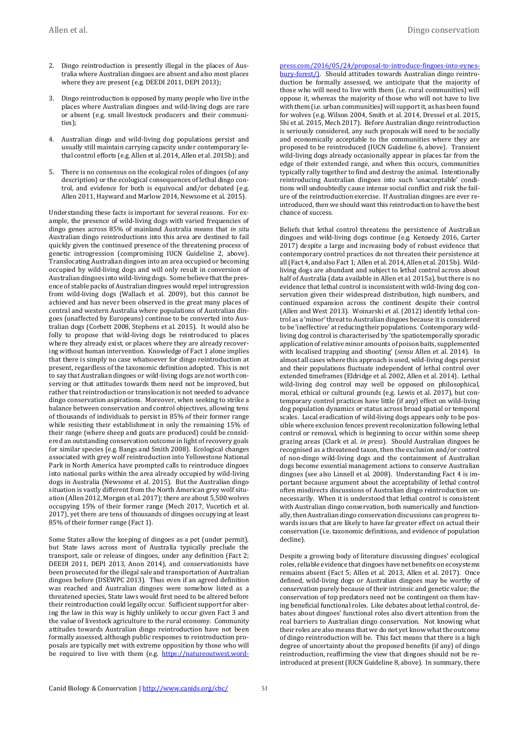2. Dingo reintroduction is presently illegal in the places of Australia where Australian dingoes are absent and also most places where they are present (e.g. DEEDI 2011, DEPI 2013);

3. Dingo reintroduction is opposed by many people who live in the places where Australian dingoes and wild-living dogs are rare or absent (e.g. small livestock producers and their communities);

4. Australian dingo and wild-living dog populations persist and usually still maintain carrying capacity under contemporary lethal control efforts (e.g. Allen et al. 2014, Allen et al. 2015b); and

5. There is no consensus on the ecological roles of dingoes (of any description) or the ecological consequences of lethal dingo control, and evidence for both is equivocal and/or debated (e.g. Allen 2011, Hayward and Marlow 2014, Newsome et al. 2015).

Understanding these facts is important for several reasons. For example, the presence of wild-living dogs with varied frequencies of dingo genes across 85% of mainland Australia means that *in situ* Australian dingo reintroductions into this area are destined to fail quickly given the continued presence of the threatening process of genetic introgression (compromising IUCN Guideline 2, above). Translocating Australian dingoes into an area occupied or becoming occupied by wild-living dogs and will only result in conversion of Australian dingoes into wild-living dogs. Some believe that the presence of stable packs of Australian dingoes would repel introgression from wild-living dogs (Wallach et al. 2009), but this cannot be achieved and has never been observed in the great many places of central and western Australia where populations of Australian dingoes (unaffected by Europeans) continue to be converted into Australian dogs (Corbett 2008, Stephens et al. 2015). It would also be folly to propose that wild-living dogs be reintroduced to places where they already exist, or places where they are already recovering without human intervention. Knowledge of Fact 1 alone implies that there is simply no case whatsoever for dingo reintroduction at present, regardless of the taxonomic definition adopted. This is not to say that Australian dingoes or wild-living dogs are not worth conserving or that attitudes towards them need not be improved, but rather that reintroduction or translocation is not needed to advance dingo conservation aspirations. Moreover, when seeking to strike a balance between conservation and control objectives, allowing tens of thousands of individuals to persist in 85% of their former range while resisting their establishment in only the remaining 15% of their range (where sheep and goats are produced) could be considered an outstanding conservation outcome in light of recovery goals for similar species (e.g. Bangs and Smith 2008). Ecological changes associated with grey wolf reintroduction into Yellowstone National Park in North America have prompted calls to reintroduce dingoes into national parks within the area already occupied by wild-living dogs in Australia (Newsome et al. 2015). But the Australian dingo situation is vastly different from the North American grey wolf situation (Allen 2012, Morgan et al. 2017); there are about 5,500 wolves occupying 15% of their former range (Mech 2017, Vucetich et al. 2017), yet there are tens of thousands of dingoes occupying at least 85% of their former range (Fact 1).

Some States allow the keeping of dingoes as a pet (under permit), but State laws across most of Australia typically preclude the transport, sale or release of dingoes, under any definition (Fact 2; DEEDI 2011, DEPI 2013, Anon 2014), and conservationists have been prosecuted for the illegal sale and transportation of Australian dingoes before (DSEWPC 2013). Thus even if an agreed definition was reached and Australian dingoes were somehow listed as a threatened species, State laws would first need to be altered before their reintroduction could legally occur. Sufficient support for altering the law in this way is highly unlikely to occur given Fact 3 and the value of livestock agriculture to the rural economy. Community attitudes towards Australian dingo reintroduction have not been formally assessed, although public responses to reintroduction proposals are typically met with extreme opposition by those who will be required to live with them (e.g. https://natureoutwest.wordpress.com/2016/05/24/proposal-to-introduce-fingoes-into-eynesbury-forest/). Should attitudes towards Australian dingo reintroduction be formally assessed, we anticipate that the majority of those who will need to live with them (i.e. rural communities) will oppose it, whereas the majority of those who will not have to live with them (i.e. urban communities) will support it, as has been found for wolves (e.g. Wilson 2004, Smith et al. 2014, Dressel et al. 2015, Shi et al. 2015, Mech 2017). Before Australian dingo reintroduction is seriously considered, any such proposals will need to be socially and economically acceptable to the communities where they are proposed to be reintroduced (IUCN Guideline 6, above). Transient wild-living dogs already occasionally appear in places far from the edge of their extended range, and when this occurs, communities typically rally together to find and destroy the animal. Intentionally reintroducing Australian dingoes into such 'unacceptable' conditions will undoubtedly cause intense social conflict and risk the failure of the reintroduction exercise. If Australian dingoes are ever reintroduced, then we should want this reintroduction to have the best chance of success.

Beliefs that lethal control threatens the persistence of Australian dingoes and wild-living dogs continue (e.g. Kennedy 2016, Carter 2017) despite a large and increasing body of robust evidence that contemporary control practices do not threaten their persistence at all (Fact 4, and also Fact 1; Allen et al. 2014, Allen et al. 2015b). Wild-living dogs are abundant and subject to lethal control across about half of Australia (data available in Allen et al. 2015a), but there is no evidence that lethal control is inconsistent with wild-living dog conservation given their widespread distribution, high numbers, and continued expansion across the continent despite their control (Allen and West 2013). Woinarski et al. (2012) identify lethal control as a 'minor' threat to Australian dingoes because it is considered to be 'ineffective' at reducing their populations. Contemporary wild-living dog control is characterised by 'the spatiotemporally sporadic application of relative minor amounts of poison baits, supplemented with localised trapping and shooting' (*sensu* Allen et al. 2014). In almost all cases where this approach is used, wild-living dogs persist and their populations fluctuate independent of lethal control over extended timeframes (Eldridge et al. 2002, Allen et al. 2014). Lethal wild-living dog control may well be opposed on philosophical, moral, ethical or cultural grounds (e.g. Lewis et al. 2017), but contemporary control practices have little (if any) effect on wild-living dog population dynamics or status across broad spatial or temporal scales. Local eradication of wild-living dogs appears only to be possible where exclusion fences prevent recolonization following lethal control or removal, which is beginning to occur within some sheep grazing areas (Clark et al. *in press*). Should Australian dingoes be recognised as a threatened taxon, then the exclusion and/or control of non-dingo wild-living dogs and the containment of Australian dogs become essential management actions to conserve Australian dingoes (see also Linnell et al. 2008). Understanding Fact 4 is important because argument about the acceptability of lethal control often misdirects discussions of Australian dingo reintroduction unnecessarily. When it is understood that lethal control is consistent with Australian dingo conservation, both numerically and functionally, then Australian dingo conservation discussions can progress towards issues that are likely to have far greater effect on actual their conservation (i.e. taxonomic definitions, and evidence of population decline).

Despite a growing body of literature discussing dingoes' ecological roles, reliable evidence that dingoes have net benefits on ecosystems remains absent (Fact 5; Allen et al. 2013, Allen et al. 2017). Once defined, wild-living dogs or Australian dingoes may be worthy of conservation purely because of their intrinsic and genetic value; the conservation of top predators need not be contingent on them having beneficial functional roles. Like debates about lethal control, debates about dingoes' functional roles also divert attention from the real barriers to Australian dingo conservation. Not knowing what their roles are also means that we do not yet know what the outcome of dingo reintroduction will be. This fact means that there is a high degree of uncertainty about the proposed benefits (if any) of dingo reintroduction, reaffirming the view that dingoes should not be reintroduced at present (IUCN Guideline 8, above). In summary, there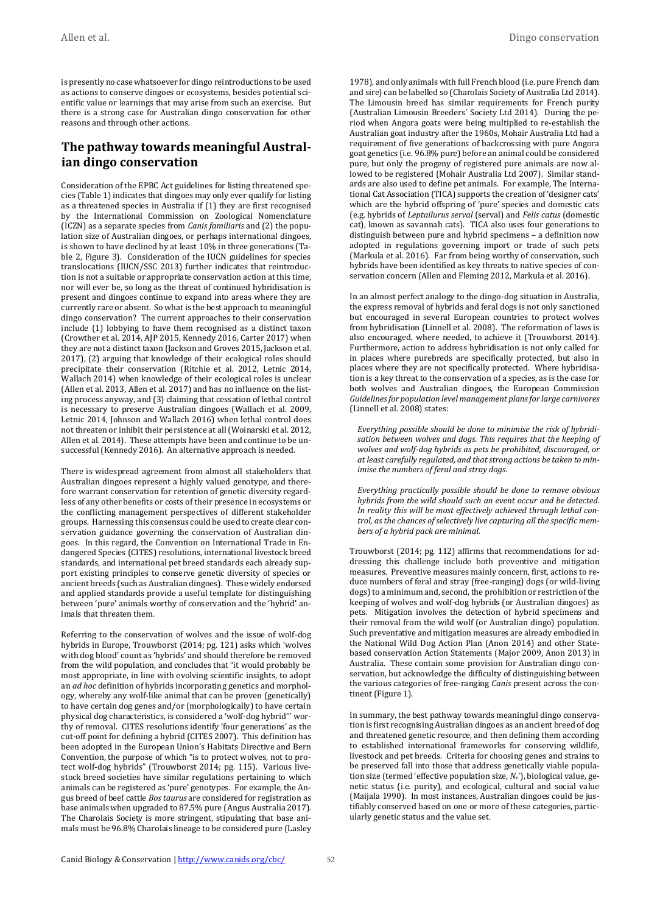is presently no case whatsoever for dingo reintroductions to be used as actions to conserve dingoes or ecosystems, besides potential scientific value or learnings that may arise from such an exercise. But there is a strong case for Australian dingo conservation for other reasons and through other actions.

## The pathway towards meaningful Australian dingo conservation

Consideration of the EPBC Act guidelines for listing threatened species (Table 1) indicates that dingoes may only ever qualify for listing as a threatened species in Australia if (1) they are first recognised by the International Commission on Zoological Nomenclature (ICZN) as a separate species from *Canis familiaris* and (2) the population size of Australian dingoes, or perhaps international dingoes, is shown to have declined by at least 10% in three generations (Table 2, Figure 3). Consideration of the IUCN guidelines for species translocations (IUCN/SSC 2013) further indicates that reintroduction is not a suitable or appropriate conservation action at this time, nor will ever be, so long as the threat of continued hybridisation is present and dingoes continue to expand into areas where they are currently rare or absent. So what is the best approach to meaningful dingo conservation? The current approaches to their conservation include (1) lobbying to have them recognised as a distinct taxon (Crowther et al. 2014, AJP 2015, Kennedy 2016, Carter 2017) when they are not a distinct taxon (Jackson and Groves 2015, Jackson et al. 2017), (2) arguing that knowledge of their ecological roles should precipitate their conservation (Ritchie et al. 2012, Letnic 2014, Wallach 2014) when knowledge of their ecological roles is unclear (Allen et al. 2013, Allen et al. 2017) and has no influence on the listing process anyway, and (3) claiming that cessation of lethal control is necessary to preserve Australian dingoes (Wallach et al. 2009, Letnic 2014, Johnson and Wallach 2016) when lethal control does not threaten or inhibit their persistence at all (Woinarski et al. 2012, Allen et al. 2014). These attempts have been and continue to be unsuccessful (Kennedy 2016). An alternative approach is needed.

There is widespread agreement from almost all stakeholders that Australian dingoes represent a highly valued genotype, and therefore warrant conservation for retention of genetic diversity regardless of any other benefits or costs of their presence in ecosystems or the conflicting management perspectives of different stakeholder groups. Harnessing this consensus could be used to create clear conservation guidance governing the conservation of Australian dingoes. In this regard, the Convention on International Trade in Endangered Species (CITES) resolutions, international livestock breed standards, and international pet breed standards each already support existing principles to conserve genetic diversity of species or ancient breeds (such as Australian dingoes). These widely endorsed and applied standards provide a useful template for distinguishing between 'pure' animals worthy of conservation and the 'hybrid' animals that threaten them.

Referring to the conservation of wolves and the issue of wolf-dog hybrids in Europe, Trouwborst (2014; pg. 121) asks which 'wolves with dog blood' count as 'hybrids' and should therefore be removed from the wild population, and concludes that "it would probably be most appropriate, in line with evolving scientific insights, to adopt an *ad hoc* definition of hybrids incorporating genetics and morphology, whereby any wolf-like animal that can be proven (genetically) to have certain dog genes and/or (morphologically) to have certain physical dog characteristics, is considered a 'wolf-dog hybrid'" worthy of removal. CITES resolutions identify 'four generations' as the cut-off point for defining a hybrid (CITES 2007). This definition has been adopted in the European Union's Habitats Directive and Bern Convention, the purpose of which "is to protect wolves, not to protect wolf-dog hybrids" (Trouwborst 2014; pg. 115). Various livestock breed societies have similar regulations pertaining to which animals can be registered as 'pure' genotypes. For example, the Angus breed of beef cattle *Bos taurus* are considered for registration as base animals when upgraded to 87.5% pure (Angus Australia 2017). The Charolais Society is more stringent, stipulating that base animals must be 96.8% Charolais lineage to be considered pure (Lasley 1978), and only animals with full French blood (i.e. pure French dam and sire) can be labelled so (Charolais Society of Australia Ltd 2014). The Limousin breed has similar requirements for French purity (Australian Limousin Breeders' Society Ltd 2014). During the period when Angora goats were being multiplied to re-establish the Australian goat industry after the 1960s, Mohair Australia Ltd had a requirement of five generations of backcrossing with pure Angora goat genetics (i.e. 96.8% pure) before an animal could be considered pure, but only the progeny of registered pure animals are now allowed to be registered (Mohair Australia Ltd 2007). Similar standards are also used to define pet animals. For example, The International Cat Association (TICA) supports the creation of 'designer cats' which are the hybrid offspring of 'pure' species and domestic cats (e.g. hybrids of *Leptailurus serval* (serval) and *Felis catus* (domestic cat), known as savannah cats). TICA also uses four generations to distinguish between pure and hybrid specimens – a definition now adopted in regulations governing import or trade of such pets (Markula et al. 2016). Far from being worthy of conservation, such hybrids have been identified as key threats to native species of conservation concern (Allen and Fleming 2012, Markula et al. 2016).

In an almost perfect analogy to the dingo-dog situation in Australia, the express removal of hybrids and feral dogs is not only sanctioned but encouraged in several European countries to protect wolves from hybridisation (Linnell et al. 2008). The reformation of laws is also encouraged, where needed, to achieve it (Trouwborst 2014). Furthermore, action to address hybridisation is not only called for in places where purebreds are specifically protected, but also in places where they are not specifically protected. Where hybridisation is a key threat to the conservation of a species, as is the case for both wolves and Australian dingoes, the European Commission *Guidelines for population level management plans for large carnivores* (Linnell et al. 2008) states:

> *Everything possible should be done to minimise the risk of hybridisation between wolves and dogs. This requires that the keeping of wolves and wolf-dog hybrids as pets be prohibited, discouraged, or at least carefully regulated, and that strong actions be taken to minimise the numbers of feral and stray dogs.*
>
> *Everything practically possible should be done to remove obvious hybrids from the wild should such an event occur and be detected. In reality this will be most effectively achieved through lethal control, as the chances of selectively live capturing all the specific members of a hybrid pack are minimal.*

Trouwborst (2014; pg. 112) affirms that recommendations for addressing this challenge include both preventive and mitigation measures. Preventive measures mainly concern, first, actions to reduce numbers of feral and stray (free-ranging) dogs (or wild-living dogs) to a minimum and, second, the prohibition or restriction of the keeping of wolves and wolf-dog hybrids (or Australian dingoes) as pets. Mitigation involves the detection of hybrid specimens and their removal from the wild wolf (or Australian dingo) population. Such preventative and mitigation measures are already embodied in the National Wild Dog Action Plan (Anon 2014) and other State-based conservation Action Statements (Major 2009, Anon 2013) in Australia. These contain some provision for Australian dingo conservation, but acknowledge the difficulty of distinguishing between the various categories of free-ranging *Canis* present across the continent (Figure 1).

In summary, the best pathway towards meaningful dingo conservation is first recognising Australian dingoes as an ancient breed of dog and threatened genetic resource, and then defining them according to established international frameworks for conserving wildlife, livestock and pet breeds. Criteria for choosing genes and strains to be preserved fall into those that address genetically viable population size (termed 'effective population size, $N_e$'), biological value, genetic status (i.e. purity), and ecological, cultural and social value (Maijala 1990). In most instances, Australian dingoes could be justifiably conserved based on one or more of these categories, particularly genetic status and the value set.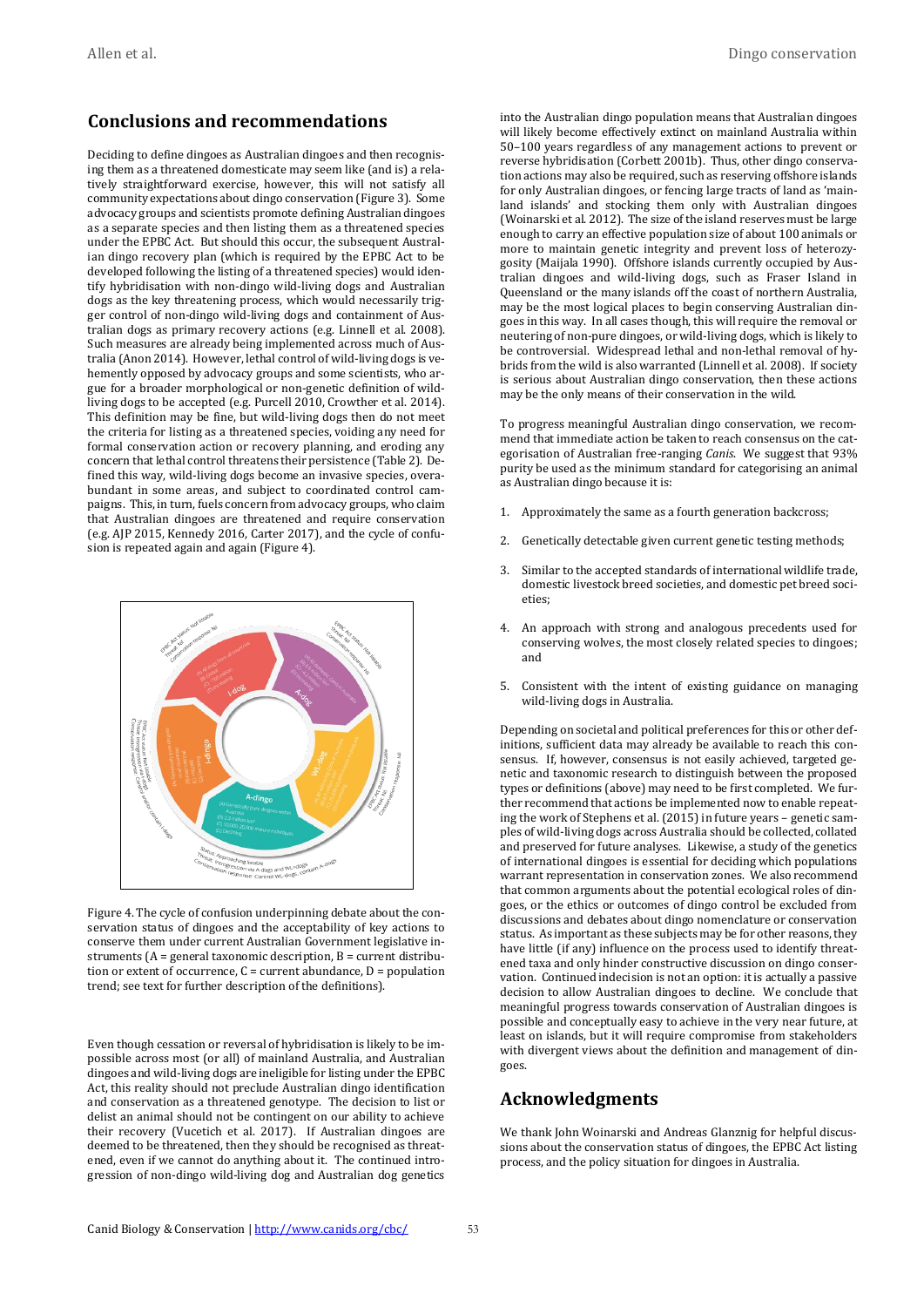## Conclusions and recommendations

Deciding to define dingoes as Australian dingoes and then recognising them as a threatened domesticate may seem like (and is) a relatively straightforward exercise, however, this will not satisfy all community expectations about dingo conservation (Figure 3). Some advocacy groups and scientists promote defining Australian dingoes as a separate species and then listing them as a threatened species under the EPBC Act. But should this occur, the subsequent Australian dingo recovery plan (which is required by the EPBC Act to be developed following the listing of a threatened species) would identify hybridisation with non-dingo wild-living dogs and Australian dogs as the key threatening process, which would necessarily trigger control of non-dingo wild-living dogs and containment of Australian dogs as primary recovery actions (e.g. Linnell et al. 2008). Such measures are already being implemented across much of Australia (Anon 2014). However, lethal control of wild-living dogs is vehemently opposed by advocacy groups and some scientists, who argue for a broader morphological or non-genetic definition of wild-living dogs to be accepted (e.g. Purcell 2010, Crowther et al. 2014). This definition may be fine, but wild-living dogs then do not meet the criteria for listing as a threatened species, voiding any need for formal conservation action or recovery planning, and eroding any concern that lethal control threatens their persistence (Table 2). Defined this way, wild-living dogs become an invasive species, overabundant in some areas, and subject to coordinated control campaigns. This, in turn, fuels concern from advocacy groups, who claim that Australian dingoes are threatened and require conservation (e.g. AJP 2015, Kennedy 2016, Carter 2017), and the cycle of confusion is repeated again and again (Figure 4).

Figure 4. The cycle of confusion underpinning debate about the conservation status of dingoes and the acceptability of key actions to conserve them under current Australian Government legislative instruments (A = general taxonomic description, B = current distribution or extent of occurrence, C = current abundance, D = population trend; see text for further description of the definitions).

Even though cessation or reversal of hybridisation is likely to be impossible across most (or all) of mainland Australia, and Australian dingoes and wild-living dogs are ineligible for listing under the EPBC Act, this reality should not preclude Australian dingo identification and conservation as a threatened genotype. The decision to list or delist an animal should not be contingent on our ability to achieve their recovery (Vucetich et al. 2017). If Australian dingoes are deemed to be threatened, then they should be recognised as threatened, even if we cannot do anything about it. The continued introgression of non-dingo wild-living dog and Australian dog genetics into the Australian dingo population means that Australian dingoes will likely become effectively extinct on mainland Australia within 50–100 years regardless of any management actions to prevent or reverse hybridisation (Corbett 2001b). Thus, other dingo conservation actions may also be required, such as reserving offshore islands for only Australian dingoes, or fencing large tracts of land as 'mainland islands' and stocking them only with Australian dingoes (Woinarski et al. 2012). The size of the island reserves must be large enough to carry an effective population size of about 100 animals or more to maintain genetic integrity and prevent loss of heterozygosity (Maijala 1990). Offshore islands currently occupied by Australian dingoes or wild-living dogs, such as Fraser Island in Queensland or the many islands off the coast of northern Australia, may be the most logical places to begin conserving Australian dingoes in this way. In all cases though, this will require the removal or neutering of non-pure dingoes, or wild-living dogs, which is likely to be controversial. Widespread lethal and non-lethal removal of hybrids from the wild is also warranted (Linnell et al. 2008). If society is serious about Australian dingo conservation, then these actions may be the only means of their conservation in the wild.

To progress meaningful Australian dingo conservation, we recommend that immediate action be taken to reach consensus on the categorisation of Australian free-ranging *Canis*. We suggest that 93% purity be used as the minimum standard for categorising an animal as Australian dingo because it is:

1. Approximately the same as a fourth generation backcross;
2. Genetically detectable given current genetic testing methods;
3. Similar to the accepted standards of international wildlife trade, domestic livestock breed societies, and domestic pet breed societies;
4. An approach with strong and analogous precedents used for conserving wolves, the most closely related species to dingoes; and
5. Consistent with the intent of existing guidance on managing wild-living dogs in Australia.

Depending on societal and political preferences for this or other definitions, sufficient data may already be available to reach this consensus. If, however, consensus is not easily achieved, targeted genetic and taxonomic research to distinguish between the proposed types or definitions (above) may need to be first completed. We further recommend that actions be implemented now to enable repeating the work of Stephens et al. (2015) in future years – genetic samples of wild-living dogs across Australia should be collected, collated and preserved for future analyses. Likewise, a study of the genetics of international dingoes is essential for deciding which populations warrant representation in conservation zones. We also recommend that common arguments about the potential ecological roles of dingoes, or the ethics or outcomes of dingo control be excluded from discussions and debates about dingo nomenclature or conservation status. As important as these subjects may be for other reasons, they have little (if any) influence on the process used to identify threatened taxa and only hinder constructive discussion on dingo conservation. Continued indecision is not an option: it is actually a passive decision to allow Australian dingoes to decline. We conclude that meaningful progress towards conservation of Australian dingoes is possible and conceptually easy to achieve in the very near future, at least on islands, but it will require compromise from stakeholders with divergent views about the definition and management of dingoes.

## Acknowledgments

We thank John Woinarski and Andreas Glanznig for helpful discussions about the conservation status of dingoes, the EPBC Act listing process, and the policy situation for dingoes in Australia.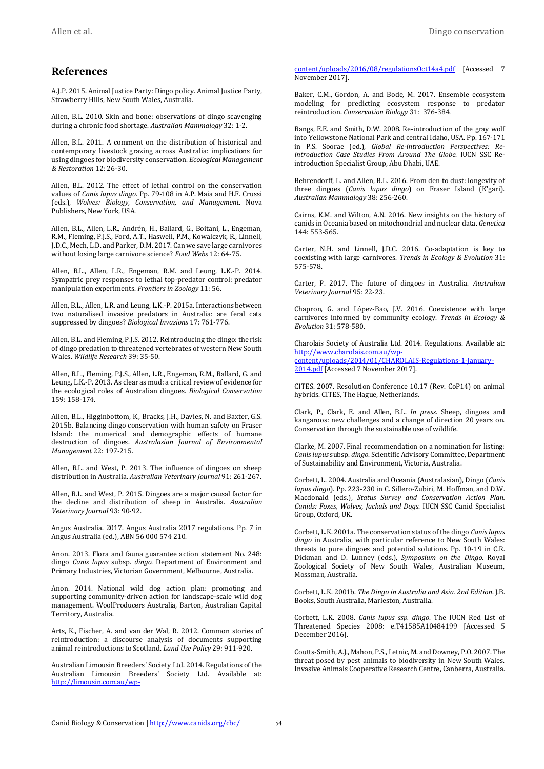## References

A.J.P. 2015. Animal Justice Party: Dingo policy. Animal Justice Party, Strawberry Hills, New South Wales, Australia.

Allen, B.L. 2010. Skin and bone: observations of dingo scavenging during a chronic food shortage. *Australian Mammalogy* 32: 1-2.

Allen, B.L. 2011. A comment on the distribution of historical and contemporary livestock grazing across Australia: implications for using dingoes for biodiversity conservation. *Ecological Management & Restoration* 12: 26-30.

Allen, B.L. 2012. The effect of lethal control on the conservation values of *Canis lupus dingo*. Pp. 79-108 in A.P. Maia and H.F. Crussi (eds.), *Wolves: Biology, Conservation, and Management*. Nova Publishers, New York, USA.

Allen, B.L., Allen, L.R., Andrén, H., Ballard, G., Boitani, L., Engeman, R.M., Fleming, P.J.S., Ford, A.T., Haswell, P.M., Kowalczyk, R., Linnell, J.D.C., Mech, L.D. and Parker, D.M. 2017. Can we save large carnivores without losing large carnivore science? *Food Webs* 12: 64-75.

Allen, B.L., Allen, L.R., Engeman, R.M. and Leung, L.K.-P. 2014. Sympatric prey responses to lethal top-predator control: predator manipulation experiments. *Frontiers in Zoology* 11: 56.

Allen, B.L., Allen, L.R. and Leung, L.K.-P. 2015a. Interactions between two naturalised invasive predators in Australia: are feral cats suppressed by dingoes? *Biological Invasions* 17: 761-776.

Allen, B.L. and Fleming, P.J.S. 2012. Reintroducing the dingo: the risk of dingo predation to threatened vertebrates of western New South Wales. *Wildlife Research* 39: 35-50.

Allen, B.L., Fleming, P.J.S., Allen, L.R., Engeman, R.M., Ballard, G. and Leung, L.K.-P. 2013. As clear as mud: a critical review of evidence for the ecological roles of Australian dingoes. *Biological Conservation* 159: 158-174.

Allen, B.L., Higginbottom, K., Bracks, J.H., Davies, N. and Baxter, G.S. 2015b. Balancing dingo conservation with human safety on Fraser Island: the numerical and demographic effects of humane destruction of dingoes. *Australasian Journal of Environmental Management* 22: 197-215.

Allen, B.L. and West, P. 2013. The influence of dingoes on sheep distribution in Australia. *Australian Veterinary Journal* 91: 261-267.

Allen, B.L. and West, P. 2015. Dingoes are a major causal factor for the decline and distribution of sheep in Australia. *Australian Veterinary Journal* 93: 90-92.

Angus Australia. 2017. Angus Australia 2017 regulations. Pp. 7 in Angus Australia (ed.), ABN 56 000 574 210.

Anon. 2013. Flora and fauna guarantee action statement No. 248: dingo *Canis lupus* subsp. *dingo*. Department of Environment and Primary Industries, Victorian Government, Melbourne, Australia.

Anon. 2014. National wild dog action plan: promoting and supporting community-driven action for landscape-scale wild dog management. WoolProducers Australia, Barton, Australian Capital Territory, Australia.

Arts, K., Fischer, A. and van der Wal, R. 2012. Common stories of reintroduction: a discourse analysis of documents supporting animal reintroductions to Scotland. *Land Use Policy* 29: 911-920.

Australian Limousin Breeders' Society Ltd. 2014. Regulations of the Australian Limousin Breeders' Society Ltd. Available at: http://limousin.com.au/wp-content/uploads/2016/08/regulationsOct14a4.pdf [Accessed 7 November 2017].

Baker, C.M., Gordon, A. and Bode, M. 2017. Ensemble ecosystem modeling for predicting ecosystem response to predator reintroduction. *Conservation Biology* 31: 376-384.

Bangs, E.E. and Smith, D.W. 2008. Re-introduction of the gray wolf into Yellowstone National Park and central Idaho, USA. Pp. 167-171 in P.S. Soorae (ed.), *Global Re-introduction Perspectives: Re-introduction Case Studies From Around The Globe*. IUCN SSC Re-introduction Specialist Group, Abu Dhabi, UAE.

Behrendorff, L. and Allen, B.L. 2016. From den to dust: longevity of three dingoes (*Canis lupus dingo*) on Fraser Island (K'gari). *Australian Mammalogy* 38: 256-260.

Cairns, K.M. and Wilton, A.N. 2016. New insights on the history of canids in Oceania based on mitochondrial and nuclear data. *Genetica* 144: 553-565.

Carter, N.H. and Linnell, J.D.C. 2016. Co-adaptation is key to coexisting with large carnivores. *Trends in Ecology & Evolution* 31: 575-578.

Carter, P. 2017. The future of dingoes in Australia. *Australian Veterinary Journal* 95: 22-23.

Chapron, G. and López-Bao, J.V. 2016. Coexistence with large carnivores informed by community ecology. *Trends in Ecology & Evolution* 31: 578-580.

Charolais Society of Australia Ltd. 2014. Regulations. Available at: http://www.charolais.com.au/wp-content/uploads/2014/01/CHAROLAIS-Regulations-1-January-2014.pdf [Accessed 7 November 2017].

CITES. 2007. Resolution Conference 10.17 (Rev. CoP14) on animal hybrids. CITES, The Hague, Netherlands.

Clark, P., Clark, E. and Allen, B.L. *In press*. Sheep, dingoes and kangaroos: new challenges and a change of direction 20 years on. Conservation through the sustainable use of wildlife.

Clarke, M. 2007. Final recommendation on a nomination for listing: *Canis lupus* subsp. *dingo*. Scientific Advisory Committee, Department of Sustainability and Environment, Victoria, Australia.

Corbett, L. 2004. Australia and Oceania (Australasian), Dingo (*Canis lupus dingo*). Pp. 223-230 in C. Sillero-Zubiri, M. Hoffman, and D.W. Macdonald (eds.), *Status Survey and Conservation Action Plan. Canids: Foxes, Wolves, Jackals and Dogs*. IUCN SSC Canid Specialist Group, Oxford, UK.

Corbett, L.K. 2001a. The conservation status of the dingo *Canis lupus dingo* in Australia, with particular reference to New South Wales: threats to pure dingoes and potential solutions. Pp. 10-19 in C.R. Dickman and D. Lunney (eds.), *Symposium on the Dingo*. Royal Zoological Society of New South Wales, Australian Museum, Mossman, Australia.

Corbett, L.K. 2001b. *The Dingo in Australia and Asia. 2nd Edition*. J.B. Books, South Australia, Marleston, Australia.

Corbett, L.K. 2008. *Canis lupus ssp. dingo*. The IUCN Red List of Threatened Species 2008: e.T41585A10484199 [Accessed 5 December 2016].

Coutts-Smith, A.J., Mahon, P.S., Letnic, M. and Downey, P.O. 2007. The threat posed by pest animals to biodiversity in New South Wales. Invasive Animals Cooperative Research Centre, Canberra, Australia.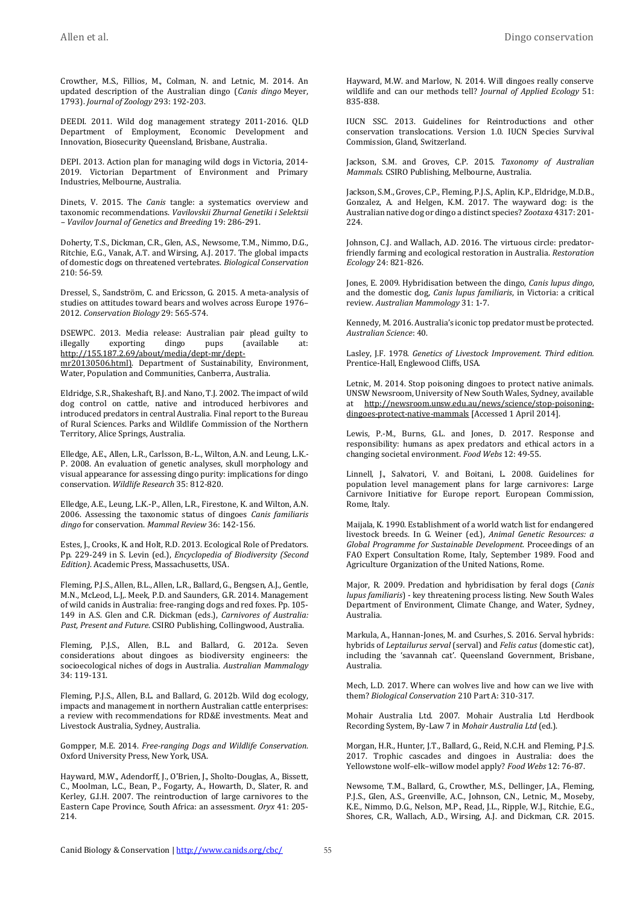Crowther, M.S., Fillios, M., Colman, N. and Letnic, M. 2014. An updated description of the Australian dingo (*Canis dingo* Meyer, 1793). *Journal of Zoology* 293: 192-203.

DEEDI. 2011. Wild dog management strategy 2011-2016. QLD Department of Employment, Economic Development and Innovation, Biosecurity Queensland, Brisbane, Australia.

DEPI. 2013. Action plan for managing wild dogs in Victoria, 2014-2019. Victorian Department of Environment and Primary Industries, Melbourne, Australia.

Dinets, V. 2015. The *Canis* tangle: a systematics overview and taxonomic recommendations. *Vavilovskii Zhurnal Genetiki i Selektsii – Vavilov Journal of Genetics and Breeding* 19: 286-291.

Doherty, T.S., Dickman, C.R., Glen, A.S., Newsome, T.M., Nimmo, D.G., Ritchie, E.G., Vanak, A.T. and Wirsing, A.J. 2017. The global impacts of domestic dogs on threatened vertebrates. *Biological Conservation* 210: 56-59.

Dressel, S., Sandström, C. and Ericsson, G. 2015. A meta-analysis of studies on attitudes toward bears and wolves across Europe 1976–2012. *Conservation Biology* 29: 565-574.

DSEWPC. 2013. Media release: Australian pair plead guilty to illegally exporting dingo pups (available at: http://155.187.2.69/about/media/dept-mr/dept-mr20130506.html). Department of Sustainability, Environment, Water, Population and Communities, Canberra, Australia.

Eldridge, S.R., Shakeshaft, B.J. and Nano, T.J. 2002. The impact of wild dog control on cattle, native and introduced herbivores and introduced predators in central Australia. Final report to the Bureau of Rural Sciences. Parks and Wildlife Commission of the Northern Territory, Alice Springs, Australia.

Elledge, A.E., Allen, L.R., Carlsson, B.-L., Wilton, A.N. and Leung, L.K.-P. 2008. An evaluation of genetic analyses, skull morphology and visual appearance for assessing dingo purity: implications for dingo conservation. *Wildlife Research* 35: 812-820.

Elledge, A.E., Leung, L.K.-P., Allen, L.R., Firestone, K. and Wilton, A.N. 2006. Assessing the taxonomic status of dingoes *Canis familiaris dingo* for conservation. *Mammal Review* 36: 142-156.

Estes, J., Crooks, K. and Holt, R.D. 2013. Ecological Role of Predators. Pp. 229-249 in S. Levin (ed.), *Encyclopedia of Biodiversity (Second Edition)*. Academic Press, Massachusetts, USA.

Fleming, P.J.S., Allen, B.L., Allen, L.R., Ballard, G., Bengsen, A.J., Gentle, M.N., McLeod, L.J,. Meek, P.D. and Saunders, G.R. 2014. Management of wild canids in Australia: free-ranging dogs and red foxes. Pp. 105-149 in A.S. Glen and C.R. Dickman (eds.), *Carnivores of Australia: Past, Present and Future*. CSIRO Publishing, Collingwood, Australia.

Fleming, P.J.S., Allen, B.L. and Ballard, G. 2012a. Seven considerations about dingoes as biodiversity engineers: the socioecological niches of dogs in Australia. *Australian Mammalogy* 34: 119-131.

Fleming, P.J.S., Allen, B.L. and Ballard, G. 2012b. Wild dog ecology, impacts and management in northern Australian cattle enterprises: a review with recommendations for RD&E investments. Meat and Livestock Australia, Sydney, Australia.

Gompper, M.E. 2014. *Free-ranging Dogs and Wildlife Conservation*. Oxford University Press, New York, USA.

Hayward, M.W., Adendorff, J., O'Brien, J., Sholto-Douglas, A., Bissett, C., Moolman, L.C., Bean, P., Fogarty, A., Howarth, D., Slater, R. and Kerley, G.I.H. 2007. The reintroduction of large carnivores to the Eastern Cape Province, South Africa: an assessment. *Oryx* 41: 205-214.

Hayward, M.W. and Marlow, N. 2014. Will dingoes really conserve wildlife and can our methods tell? *Journal of Applied Ecology* 51: 835-838.

IUCN SSC. 2013. Guidelines for Reintroductions and other conservation translocations. Version 1.0. IUCN Species Survival Commission, Gland, Switzerland.

Jackson, S.M. and Groves, C.P. 2015. *Taxonomy of Australian Mammals*. CSIRO Publishing, Melbourne, Australia.

Jackson, S.M., Groves, C.P., Fleming, P.J.S., Aplin, K.P., Eldridge, M.D.B., Gonzalez, A. and Helgen, K.M. 2017. The wayward dog: is the Australian native dog or dingo a distinct species? *Zootaxa* 4317: 201-224.

Johnson, C.J. and Wallach, A.D. 2016. The virtuous circle: predator-friendly farming and ecological restoration in Australia. *Restoration Ecology* 24: 821-826.

Jones, E. 2009. Hybridisation between the dingo, *Canis lupus dingo*, and the domestic dog, *Canis lupus familiaris*, in Victoria: a critical review. *Australian Mammology* 31: 1-7.

Kennedy, M. 2016. Australia's iconic top predator must be protected. *Australian Science*: 40.

Lasley, J.F. 1978. *Genetics of Livestock Improvement. Third edition.* Prentice-Hall, Englewood Cliffs, USA.

Letnic, M. 2014. Stop poisoning dingoes to protect native animals. UNSW Newsroom, University of New South Wales, Sydney, available at http://newsroom.unsw.edu.au/news/science/stop-poisoning-dingoes-protect-native-mammals [Accessed 1 April 2014].

Lewis, P.-M., Burns, G.L. and Jones, D. 2017. Response and responsibility: humans as apex predators and ethical actors in a changing societal environment. *Food Webs* 12: 49-55.

Linnell, J., Salvatori, V. and Boitani, L. 2008. Guidelines for population level management plans for large carnivores: Large Carnivore Initiative for Europe report. European Commission, Rome, Italy.

Maijala, K. 1990. Establishment of a world watch list for endangered livestock breeds. In G. Weiner (ed.), *Animal Genetic Resources: a Global Programme for Sustainable Development.* Proceedings of an FAO Expert Consultation Rome, Italy, September 1989. Food and Agriculture Organization of the United Nations, Rome.

Major, R. 2009. Predation and hybridisation by feral dogs (*Canis lupus familiaris*) - key threatening process listing. New South Wales Department of Environment, Climate Change, and Water, Sydney, Australia.

Markula, A., Hannan-Jones, M. and Csurhes, S. 2016. Serval hybrids: hybrids of *Leptailurus serval* (serval) and *Felis catus* (domestic cat), including the 'savannah cat'. Queensland Government, Brisbane, Australia.

Mech, L.D. 2017. Where can wolves live and how can we live with them? *Biological Conservation* 210 Part A: 310-317.

Mohair Australia Ltd. 2007. Mohair Australia Ltd Herdbook Recording System, By-Law 7 in *Mohair Australia Ltd* (ed.).

Morgan, H.R., Hunter, J.T., Ballard, G., Reid, N.C.H. and Fleming, P.J.S. 2017. Trophic cascades and dingoes in Australia: does the Yellowstone wolf–elk–willow model apply? *Food Webs* 12: 76-87.

Newsome, T.M., Ballard, G., Crowther, M.S., Dellinger, J.A., Fleming, P.J.S., Glen, A.S., Greenville, A.C., Johnson, C.N., Letnic, M., Moseby, K.E., Nimmo, D.G., Nelson, M.P., Read, J.L., Ripple, W.J., Ritchie, E.G., Shores, C.R., Wallach, A.D., Wirsing, A.J. and Dickman, C.R. 2015.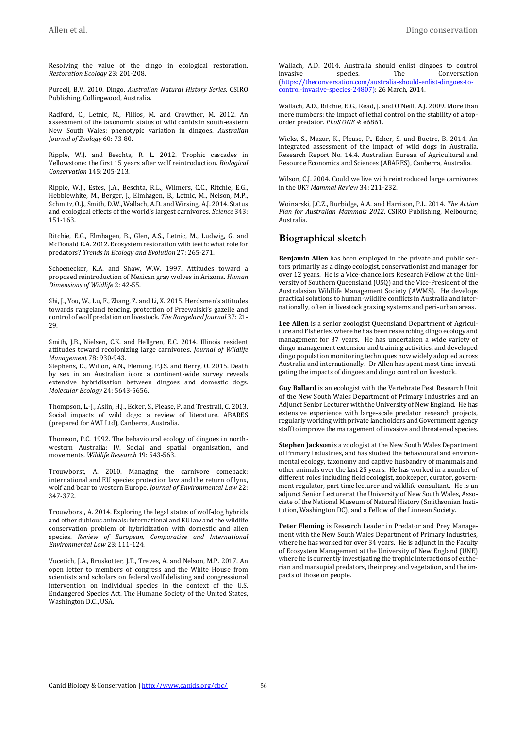Resolving the value of the dingo in ecological restoration. *Restoration Ecology* 23: 201-208.

Purcell, B.V. 2010. Dingo. *Australian Natural History Series*. CSIRO Publishing, Collingwood, Australia.

Radford, C., Letnic, M., Fillios, M. and Crowther, M. 2012. An assessment of the taxonomic status of wild canids in south-eastern New South Wales: phenotypic variation in dingoes. *Australian Journal of Zoology* 60: 73-80.

Ripple, W.J. and Beschta, R. L. 2012. Trophic cascades in Yellowstone: the first 15 years after wolf reintroduction. *Biological Conservation* 145: 205-213.

Ripple, W.J., Estes, J.A., Beschta, R.L., Wilmers, C.C., Ritchie, E.G., Hebblewhite, M., Berger, J., Elmhagen, B., Letnic, M., Nelson, M.P., Schmitz, O.J., Smith, D.W., Wallach, A.D. and Wirsing, A.J. 2014. Status and ecological effects of the world's largest carnivores. *Science* 343: 151-163.

Ritchie, E.G., Elmhagen, B., Glen, A.S., Letnic, M., Ludwig, G. and McDonald R.A. 2012. Ecosystem restoration with teeth: what role for predators? *Trends in Ecology and Evolution* 27: 265-271.

Schoenecker, K.A. and Shaw, W.W. 1997. Attitudes toward a proposed reintroduction of Mexican gray wolves in Arizona. *Human Dimensions of Wildlife* 2: 42-55.

Shi, J., You, W., Lu, F., Zhang, Z. and Li, X. 2015. Herdsmen's attitudes towards rangeland fencing, protection of Przewalski's gazelle and control of wolf predation on livestock. *The Rangeland Journal* 37: 21-29.

Smith, J.B., Nielsen, C.K. and Hellgren, E.C. 2014. Illinois resident attitudes toward recolonizing large carnivores. *Journal of Wildlife Management* 78: 930-943.

Stephens, D., Wilton, A.N., Fleming, P.J.S. and Berry, O. 2015. Death by sex in an Australian icon: a continent-wide survey reveals extensive hybridisation between dingoes and domestic dogs. *Molecular Ecology* 24: 5643-5656.

Thompson, L.-J., Aslin, H.J., Ecker, S., Please, P. and Trestrail, C. 2013. Social impacts of wild dogs: a review of literature. ABARES (prepared for AWI Ltd), Canberra, Australia.

Thomson, P.C. 1992. The behavioural ecology of dingoes in north-western Australia: IV. Social and spatial organisation, and movements. *Wildlife Research* 19: 543-563.

Trouwborst, A. 2010. Managing the carnivore comeback: international and EU species protection law and the return of lynx, wolf and bear to western Europe. *Journal of Environmental Law* 22: 347-372.

Trouwborst, A. 2014. Exploring the legal status of wolf-dog hybrids and other dubious animals: international and EU law and the wildlife conservation problem of hybridization with domestic and alien species. *Review of European, Comparative and International Environmental Law* 23: 111-124.

Vucetich, J.A., Bruskotter, J.T., Treves, A. and Nelson, M.P. 2017. An open letter to members of congress and the White House from scientists and scholars on federal wolf delisting and congressional intervention on individual species in the context of the U.S. Endangered Species Act. The Humane Society of the United States, Washington D.C., USA.

Wallach, A.D. 2014. Australia should enlist dingoes to control invasive species. The Conversation (https://theconversation.com/australia-should-enlist-dingoes-to-control-invasive-species-24807): 26 March, 2014.

Wallach, A.D., Ritchie, E.G., Read, J. and O'Neill, A.J. 2009. More than mere numbers: the impact of lethal control on the stability of a top-order predator. *PLoS ONE 4*: e6861.

Wicks, S., Mazur, K., Please, P., Ecker, S. and Buetre, B. 2014. An integrated assessment of the impact of wild dogs in Australia. Research Report No. 14.4. Australian Bureau of Agricultural and Resource Economics and Sciences (ABARES), Canberra, Australia.

Wilson, C.J. 2004. Could we live with reintroduced large carnivores in the UK? *Mammal Review* 34: 211-232.

Woinarski, J.C.Z., Burbidge, A.A. and Harrison, P.L. 2014. *The Action Plan for Australian Mammals 2012*. CSIRO Publishing, Melbourne, Australia.

## Biographical sketch

**Benjamin Allen** has been employed in the private and public sectors primarily as a dingo ecologist, conservationist and manager for over 12 years. He is a Vice-chancellors Research Fellow at the University of Southern Queensland (USQ) and the Vice-President of the Australasian Wildlife Management Society (AWMS). He develops practical solutions to human-wildlife conflicts in Australia and internationally, often in livestock grazing systems and peri-urban areas.

**Lee Allen** is a senior zoologist Queensland Department of Agriculture and Fisheries, where he has been researching dingo ecology and management for 37 years. He has undertaken a wide variety of dingo management extension and training activities, and developed dingo population monitoring techniques now widely adopted across Australia and internationally. Dr Allen has spent most time investigating the impacts of dingoes and dingo control on livestock.

**Guy Ballard** is an ecologist with the Vertebrate Pest Research Unit of the New South Wales Department of Primary Industries and an Adjunct Senior Lecturer with the University of New England. He has extensive experience with large-scale predator research projects, regularly working with private landholders and Government agency staff to improve the management of invasive and threatened species.

**Stephen Jackson** is a zoologist at the New South Wales Department of Primary Industries, and has studied the behavioural and environmental ecology, taxonomy and captive husbandry of mammals and other animals over the last 25 years. He has worked in a number of different roles including field ecologist, zookeeper, curator, government regulator, part time lecturer and wildlife consultant. He is an adjunct Senior Lecturer at the University of New South Wales, Associate of the National Museum of Natural History (Smithsonian Institution, Washington DC), and a Fellow of the Linnean Society.

**Peter Fleming** is Research Leader in Predator and Prey Management with the New South Wales Department of Primary Industries, where he has worked for over 34 years. He is adjunct in the Faculty of Ecosystem Management at the University of New England (UNE) where he is currently investigating the trophic interactions of eutherian and marsupial predators, their prey and vegetation, and the impacts of those on people.